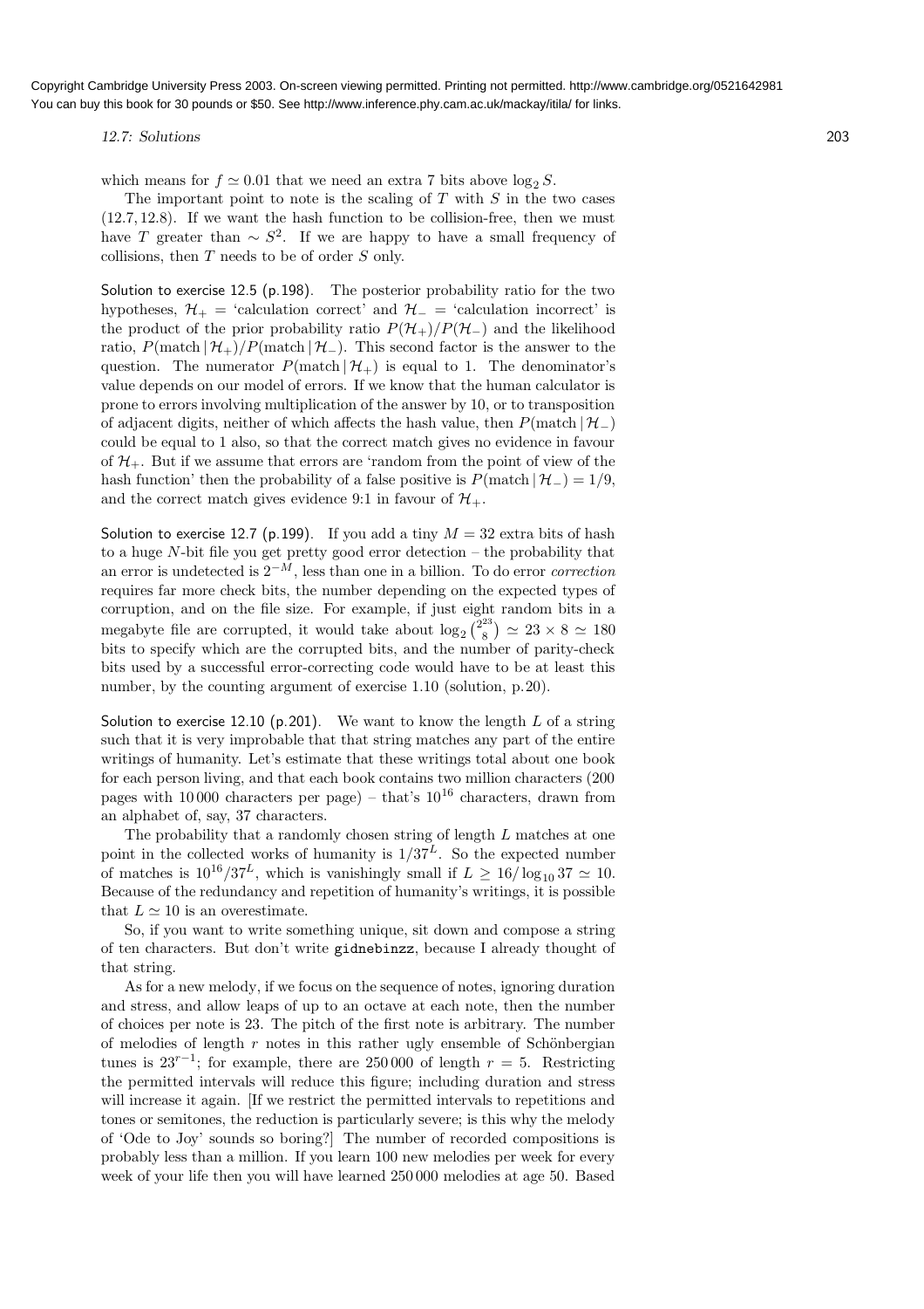which means for $f \simeq 0.01$ that we need an extra 7 bits above $\log_2 S$.

The important point to note is the scaling of $T$ with $S$ in the two cases (12.7, 12.8). If we want the hash function to be collision-free, then we must have $T$ greater than $\sim S^2$. If we are happy to have a small frequency of collisions, then $T$ needs to be of order $S$ only.

Solution to exercise 12.5 (p.198). The posterior probability ratio for the two hypotheses, $\mathcal{H}_+$ = 'calculation correct' and $\mathcal{H}_-$ = 'calculation incorrect' is the product of the prior probability ratio $P(\mathcal{H}_+)/P(\mathcal{H}_-)$ and the likelihood ratio, $P(\text{match} \mid \mathcal{H}_+)/P(\text{match} \mid \mathcal{H}_-)$. This second factor is the answer to the question. The numerator $P(\text{match} \mid \mathcal{H}_+)$ is equal to 1. The denominator's value depends on our model of errors. If we know that the human calculator is prone to errors involving multiplication of the answer by 10, or to transposition of adjacent digits, neither of which affects the hash value, then $P(\text{match} \mid \mathcal{H}_-)$ could be equal to 1 also, so that the correct match gives no evidence in favour of $\mathcal{H}_+$. But if we assume that errors are 'random from the point of view of the hash function' then the probability of a false positive is $P(\text{match} \mid \mathcal{H}_-) = 1/9$, and the correct match gives evidence 9:1 in favour of $\mathcal{H}_+$.

Solution to exercise 12.7 (p.199). If you add a tiny $M = 32$ extra bits of hash to a huge $N$-bit file you get pretty good error detection – the probability that an error is undetected is $2^{-M}$, less than one in a billion. To do error *correction* requires far more check bits, the number depending on the expected types of corruption, and on the file size. For example, if just eight random bits in a megabyte file are corrupted, it would take about $\log_2 \binom{2^{23}}{8} \simeq 23 \times 8 \simeq 180$ bits to specify which are the corrupted bits, and the number of parity-check bits used by a successful error-correcting code would have to be at least this number, by the counting argument of exercise 1.10 (solution, p.20).

Solution to exercise 12.10 (p.201). We want to know the length $L$ of a string such that it is very improbable that that string matches any part of the entire writings of humanity. Let's estimate that these writings total about one book for each person living, and that each book contains two million characters (200 pages with 10 000 characters per page) – that's $10^{16}$ characters, drawn from an alphabet of, say, 37 characters.

The probability that a randomly chosen string of length $L$ matches at one point in the collected works of humanity is $1/37^L$. So the expected number of matches is $10^{16}/37^L$, which is vanishingly small if $L \geq 16/\log_{10} 37 \simeq 10$. Because of the redundancy and repetition of humanity's writings, it is possible that $L \simeq 10$ is an overestimate.

So, if you want to write something unique, sit down and compose a string of ten characters. But don't write `gidnebinzz`, because I already thought of that string.

As for a new melody, if we focus on the sequence of notes, ignoring duration and stress, and allow leaps of up to an octave at each note, then the number of choices per note is 23. The pitch of the first note is arbitrary. The number of melodies of length $r$ notes in this rather ugly ensemble of Schönbergian tunes is $23^{r-1}$; for example, there are 250 000 of length $r = 5$. Restricting the permitted intervals will reduce this figure; including duration and stress will increase it again. [If we restrict the permitted intervals to repetitions and tones or semitones, the reduction is particularly severe; is this why the melody of 'Ode to Joy' sounds so boring?] The number of recorded compositions is probably less than a million. If you learn 100 new melodies per week for every week of your life then you will have learned 250 000 melodies at age 50. Based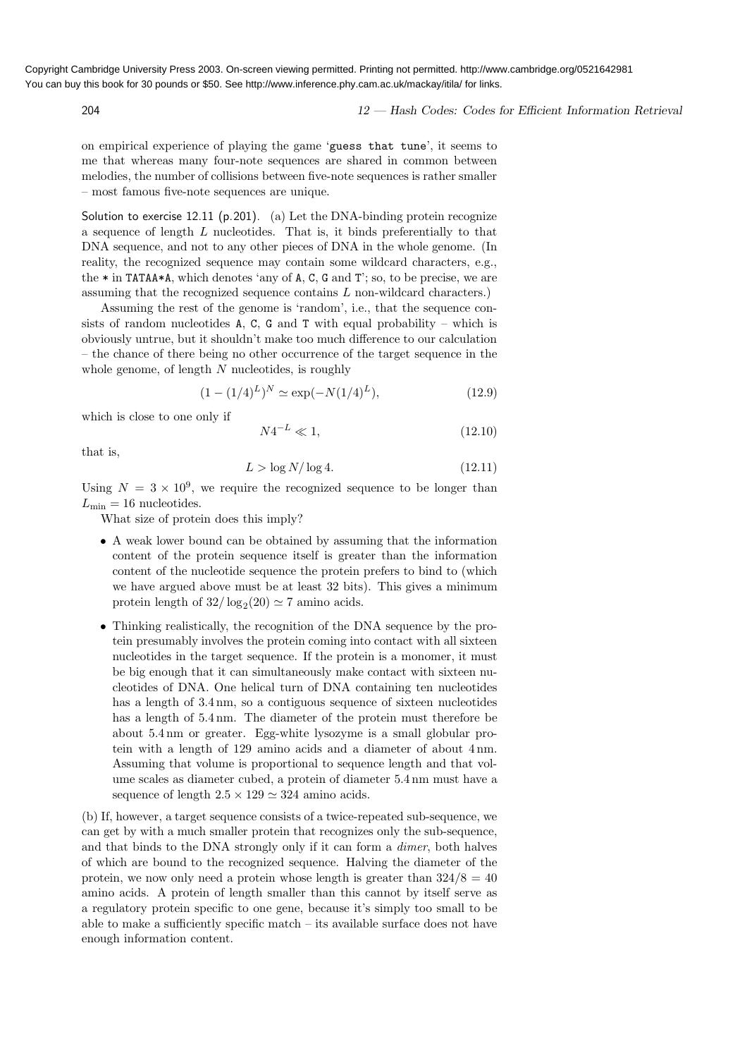on empirical experience of playing the game '`guess that tune`', it seems to me that whereas many four-note sequences are shared in common between melodies, the number of collisions between five-note sequences is rather smaller – most famous five-note sequences are unique.

Solution to exercise 12.11 (p.201). (a) Let the DNA-binding protein recognize a sequence of length $L$ nucleotides. That is, it binds preferentially to that DNA sequence, and not to any other pieces of DNA in the whole genome. (In reality, the recognized sequence may contain some wildcard characters, e.g., the `*` in `TATAA*A`, which denotes 'any of `A`, `C`, `G` and `T`'; so, to be precise, we are assuming that the recognized sequence contains $L$ non-wildcard characters.)

Assuming the rest of the genome is 'random', i.e., that the sequence consists of random nucleotides `A`, `C`, `G` and `T` with equal probability – which is obviously untrue, but it shouldn't make too much difference to our calculation – the chance of there being no other occurrence of the target sequence in the whole genome, of length $N$ nucleotides, is roughly

$$(1 - (1/4)^L)^N \simeq \exp(-N(1/4)^L), \tag{12.9}$$

which is close to one only if

$$N4^{-L} \ll 1, \tag{12.10}$$

that is,

$$L > \log N / \log 4. \tag{12.11}$$

Using $N = 3 \times 10^9$, we require the recognized sequence to be longer than $L_{\min} = 16$ nucleotides.

What size of protein does this imply?

- A weak lower bound can be obtained by assuming that the information content of the protein sequence itself is greater than the information content of the nucleotide sequence the protein prefers to bind to (which we have argued above must be at least 32 bits). This gives a minimum protein length of $32/\log_2(20) \simeq 7$ amino acids.
- Thinking realistically, the recognition of the DNA sequence by the protein presumably involves the protein coming into contact with all sixteen nucleotides in the target sequence. If the protein is a monomer, it must be big enough that it can simultaneously make contact with sixteen nucleotides of DNA. One helical turn of DNA containing ten nucleotides has a length of 3.4 nm, so a contiguous sequence of sixteen nucleotides has a length of 5.4 nm. The diameter of the protein must therefore be about 5.4 nm or greater. Egg-white lysozyme is a small globular protein with a length of 129 amino acids and a diameter of about 4 nm. Assuming that volume is proportional to sequence length and that volume scales as diameter cubed, a protein of diameter 5.4 nm must have a sequence of length $2.5 \times 129 \simeq 324$ amino acids.

(b) If, however, a target sequence consists of a twice-repeated sub-sequence, we can get by with a much smaller protein that recognizes only the sub-sequence, and that binds to the DNA strongly only if it can form a *dimer*, both halves of which are bound to the recognized sequence. Halving the diameter of the protein, we now only need a protein whose length is greater than $324/8 = 40$ amino acids. A protein of length smaller than this cannot by itself serve as a regulatory protein specific to one gene, because it's simply too small to be able to make a sufficiently specific match – its available surface does not have enough information content.